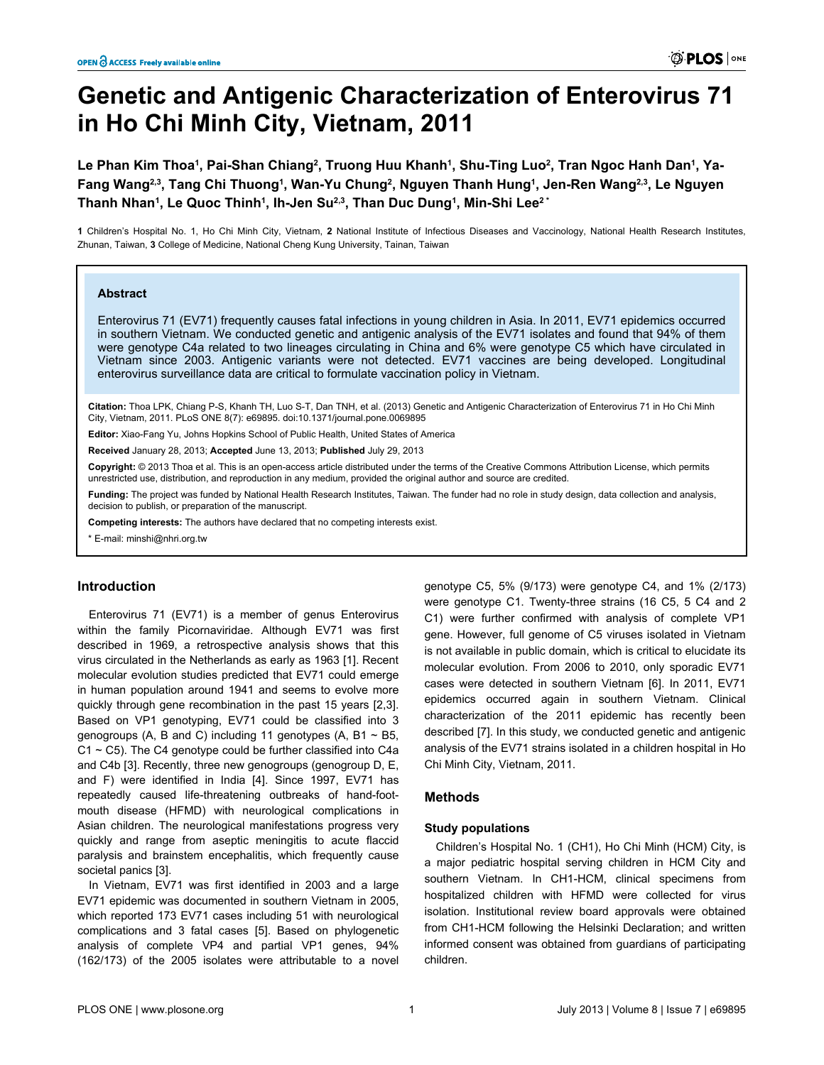# Genetic and Antigenic Characterization of Enterovirus 71 in Ho Chi Minh City, Vietnam, 2011

**Le Phan Kim Thoa[1], Pai-Shan Chiang[2], Truong Huu Khanh[1], Shu-Ting Luo[2], Tran Ngoc Hanh Dan[1], Ya-Fang Wang[2,3], Tang Chi Thuong[1], Wan-Yu Chung[2], Nguyen Thanh Hung[1], Jen-Ren Wang[2,3], Le Nguyen Thanh Nhan[1], Le Quoc Thinh[1], Ih-Jen Su[2,3], Than Duc Dung[1], Min-Shi Lee[2*]**

**1** Children's Hospital No. 1, Ho Chi Minh City, Vietnam, **2** National Institute of Infectious Diseases and Vaccinology, National Health Research Institutes, Zhunan, Taiwan, **3** College of Medicine, National Cheng Kung University, Tainan, Taiwan

## Abstract

Enterovirus 71 (EV71) frequently causes fatal infections in young children in Asia. In 2011, EV71 epidemics occurred in southern Vietnam. We conducted genetic and antigenic analysis of the EV71 isolates and found that 94% of them were genotype C4a related to two lineages circulating in China and 6% were genotype C5 which have circulated in Vietnam since 2003. Antigenic variants were not detected. EV71 vaccines are being developed. Longitudinal enterovirus surveillance data are critical to formulate vaccination policy in Vietnam.

**Citation:** Thoa LPK, Chiang P-S, Khanh TH, Luo S-T, Dan TNH, et al. (2013) Genetic and Antigenic Characterization of Enterovirus 71 in Ho Chi Minh City, Vietnam, 2011. PLoS ONE 8(7): e69895. doi:10.1371/journal.pone.0069895

**Editor:** Xiao-Fang Yu, Johns Hopkins School of Public Health, United States of America

**Received** January 28, 2013; **Accepted** June 13, 2013; **Published** July 29, 2013

**Copyright:** © 2013 Thoa et al. This is an open-access article distributed under the terms of the Creative Commons Attribution License, which permits unrestricted use, distribution, and reproduction in any medium, provided the original author and source are credited.

**Funding:** The project was funded by National Health Research Institutes, Taiwan. The funder had no role in study design, data collection and analysis, decision to publish, or preparation of the manuscript.

**Competing interests:** The authors have declared that no competing interests exist.

\* E-mail: minshi@nhri.org.tw

## Introduction

Enterovirus 71 (EV71) is a member of genus Enterovirus within the family Picornaviridae. Although EV71 was first described in 1969, a retrospective analysis shows that this virus circulated in the Netherlands as early as 1963 [1]. Recent molecular evolution studies predicted that EV71 could emerge in human population around 1941 and seems to evolve more quickly through gene recombination in the past 15 years [2,3]. Based on VP1 genotyping, EV71 could be classified into 3 genogroups (A, B and C) including 11 genotypes (A, B1 ~ B5, C1 ~ C5). The C4 genotype could be further classified into C4a and C4b [3]. Recently, three new genogroups (genogroup D, E, and F) were identified in India [4]. Since 1997, EV71 has repeatedly caused life-threatening outbreaks of hand-foot-mouth disease (HFMD) with neurological complications in Asian children. The neurological manifestations progress very quickly and range from aseptic meningitis to acute flaccid paralysis and brainstem encephalitis, which frequently cause societal panics [3].

In Vietnam, EV71 was first identified in 2003 and a large EV71 epidemic was documented in southern Vietnam in 2005, which reported 173 EV71 cases including 51 with neurological complications and 3 fatal cases [5]. Based on phylogenetic analysis of complete VP4 and partial VP1 genes, 94% (162/173) of the 2005 isolates were attributable to a novel genotype C5, 5% (9/173) were genotype C4, and 1% (2/173) were genotype C1. Twenty-three strains (16 C5, 5 C4 and 2 C1) were further confirmed with analysis of complete VP1 gene. However, full genome of C5 viruses isolated in Vietnam is not available in public domain, which is critical to elucidate its molecular evolution. From 2006 to 2010, only sporadic EV71 cases were detected in southern Vietnam [6]. In 2011, EV71 epidemics occurred again in southern Vietnam. Clinical characterization of the 2011 epidemic has recently been described [7]. In this study, we conducted genetic and antigenic analysis of the EV71 strains isolated in a children hospital in Ho Chi Minh City, Vietnam, 2011.

## Methods

### Study populations

Children's Hospital No. 1 (CH1), Ho Chi Minh (HCM) City, is a major pediatric hospital serving children in HCM City and southern Vietnam. In CH1-HCM, clinical specimens from hospitalized children with HFMD were collected for virus isolation. Institutional review board approvals were obtained from CH1-HCM following the Helsinki Declaration; and written informed consent was obtained from guardians of participating children.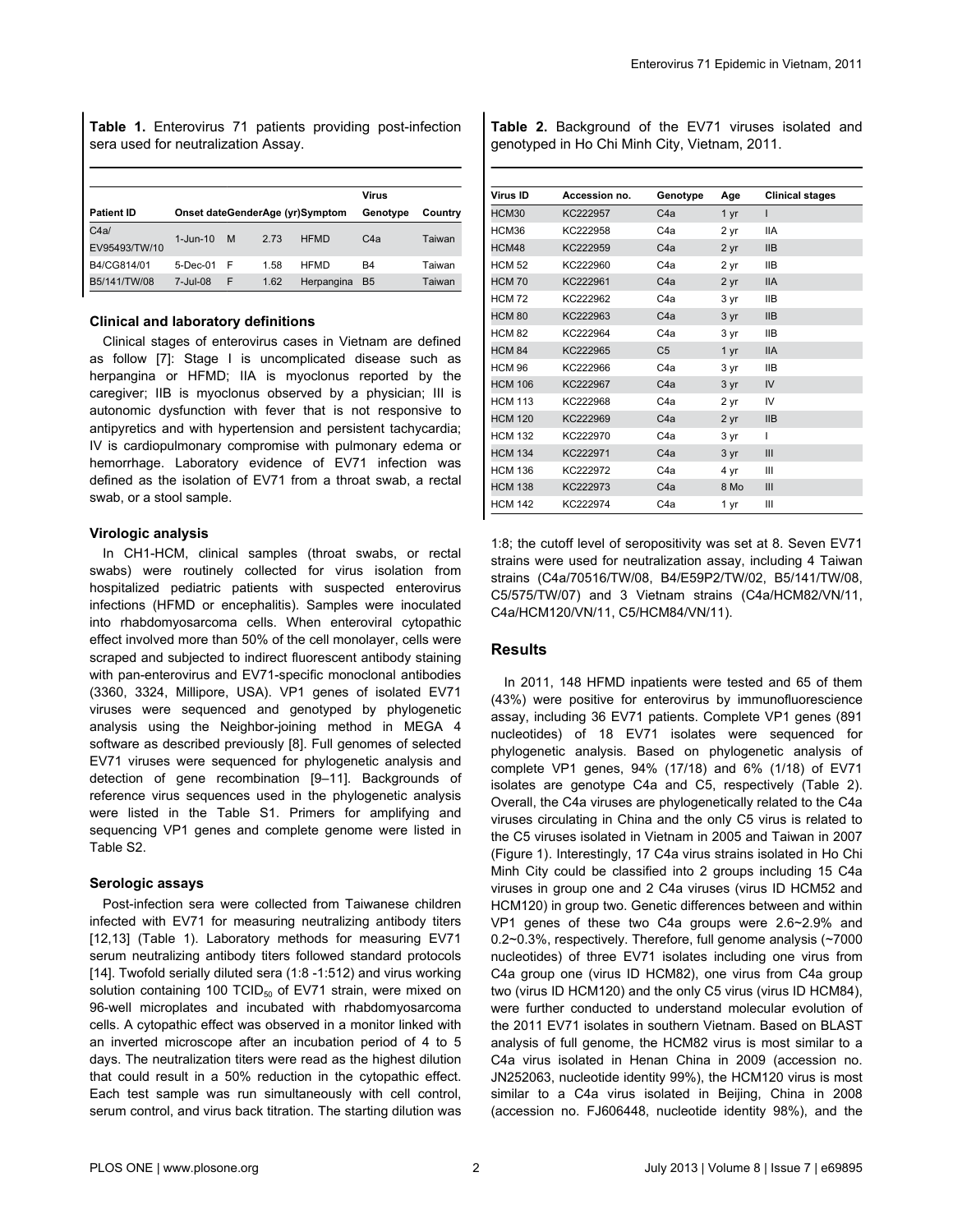**Table 1.** Enterovirus 71 patients providing post-infection sera used for neutralization Assay.

| Patient ID | Onset date | Gender | Age (yr) | Symptom | Virus Genotype | Country |
|---|---|---|---|---|---|---|
| C4a/ EV95493/TW/10 | 1-Jun-10 | M | 2.73 | HFMD | C4a | Taiwan |
| B4/CG814/01 | 5-Dec-01 | F | 1.58 | HFMD | B4 | Taiwan |
| B5/141/TW/08 | 7-Jul-08 | F | 1.62 | Herpangina | B5 | Taiwan |

### Clinical and laboratory definitions

Clinical stages of enterovirus cases in Vietnam are defined as follow [7]: Stage I is uncomplicated disease such as herpangina or HFMD; IIA is myoclonus reported by the caregiver; IIB is myoclonus observed by a physician; III is autonomic dysfunction with fever that is not responsive to antipyretics and with hypertension and persistent tachycardia; IV is cardiopulmonary compromise with pulmonary edema or hemorrhage. Laboratory evidence of EV71 infection was defined as the isolation of EV71 from a throat swab, a rectal swab, or a stool sample.

### Virologic analysis

In CH1-HCM, clinical samples (throat swabs, or rectal swabs) were routinely collected for virus isolation from hospitalized pediatric patients with suspected enterovirus infections (HFMD or encephalitis). Samples were inoculated into rhabdomyosarcoma cells. When enteroviral cytopathic effect involved more than 50% of the cell monolayer, cells were scraped and subjected to indirect fluorescent antibody staining with pan-enterovirus and EV71-specific monoclonal antibodies (3360, 3324, Millipore, USA). VP1 genes of isolated EV71 viruses were sequenced and genotyped by phylogenetic analysis using the Neighbor-joining method in MEGA 4 software as described previously [8]. Full genomes of selected EV71 viruses were sequenced for phylogenetic analysis and detection of gene recombination [9–11]. Backgrounds of reference virus sequences used in the phylogenetic analysis were listed in the Table S1. Primers for amplifying and sequencing VP1 genes and complete genome were listed in Table S2.

### Serologic assays

Post-infection sera were collected from Taiwanese children infected with EV71 for measuring neutralizing antibody titers [12,13] (Table 1). Laboratory methods for measuring EV71 serum neutralizing antibody titers followed standard protocols [14]. Twofold serially diluted sera (1:8 -1:512) and virus working solution containing 100 $TCID_{50}$ of EV71 strain, were mixed on 96-well microplates and incubated with rhabdomyosarcoma cells. A cytopathic effect was observed in a monitor linked with an inverted microscope after an incubation period of 4 to 5 days. The neutralization titers were read as the highest dilution that could result in a 50% reduction in the cytopathic effect. Each test sample was run simultaneously with cell control, serum control, and virus back titration. The starting dilution was 1:8; the cutoff level of seropositivity was set at 8. Seven EV71 strains were used for neutralization assay, including 4 Taiwan strains (C4a/70516/TW/08, B4/E59P2/TW/02, B5/141/TW/08, C5/575/TW/07) and 3 Vietnam strains (C4a/HCM82/VN/11, C4a/HCM120/VN/11, C5/HCM84/VN/11).

**Table 2.** Background of the EV71 viruses isolated and genotyped in Ho Chi Minh City, Vietnam, 2011.

| Virus ID | Accession no. | Genotype | Age | Clinical stages |
|---|---|---|---|---|
| HCM30 | KC222957 | C4a | 1 yr | I |
| HCM36 | KC222958 | C4a | 2 yr | IIA |
| HCM48 | KC222959 | C4a | 2 yr | IIB |
| HCM 52 | KC222960 | C4a | 2 yr | IIB |
| HCM 70 | KC222961 | C4a | 2 yr | IIA |
| HCM 72 | KC222962 | C4a | 3 yr | IIB |
| HCM 80 | KC222963 | C4a | 3 yr | IIB |
| HCM 82 | KC222964 | C4a | 3 yr | IIB |
| HCM 84 | KC222965 | C5 | 1 yr | IIA |
| HCM 96 | KC222966 | C4a | 3 yr | IIB |
| HCM 106 | KC222967 | C4a | 3 yr | IV |
| HCM 113 | KC222968 | C4a | 2 yr | IV |
| HCM 120 | KC222969 | C4a | 2 yr | IIB |
| HCM 132 | KC222970 | C4a | 3 yr | I |
| HCM 134 | KC222971 | C4a | 3 yr | III |
| HCM 136 | KC222972 | C4a | 4 yr | III |
| HCM 138 | KC222973 | C4a | 8 Mo | III |
| HCM 142 | KC222974 | C4a | 1 yr | III |

## Results

In 2011, 148 HFMD inpatients were tested and 65 of them (43%) were positive for enterovirus by immunofluorescience assay, including 36 EV71 patients. Complete VP1 genes (891 nucleotides) of 18 EV71 isolates were sequenced for phylogenetic analysis. Based on phylogenetic analysis of complete VP1 genes, 94% (17/18) and 6% (1/18) of EV71 isolates are genotype C4a and C5, respectively (Table 2). Overall, the C4a viruses are phylogenetically related to the C4a viruses circulating in China and the only C5 virus is related to the C5 viruses isolated in Vietnam in 2005 and Taiwan in 2007 (Figure 1). Interestingly, 17 C4a virus strains isolated in Ho Chi Minh City could be classified into 2 groups including 15 C4a viruses in group one and 2 C4a viruses (virus ID HCM52 and HCM120) in group two. Genetic differences between and within VP1 genes of these two C4a groups were 2.6~2.9% and 0.2~0.3%, respectively. Therefore, full genome analysis (~7000 nucleotides) of three EV71 isolates including one virus from C4a group one (virus ID HCM82), one virus from C4a group two (virus ID HCM120) and the only C5 virus (virus ID HCM84), were further conducted to understand molecular evolution of the 2011 EV71 isolates in southern Vietnam. Based on BLAST analysis of full genome, the HCM82 virus is most similar to a C4a virus isolated in Henan China in 2009 (accession no. JN252063, nucleotide identity 99%), the HCM120 virus is most similar to a C4a virus isolated in Beijing, China in 2008 (accession no. FJ606448, nucleotide identity 98%), and the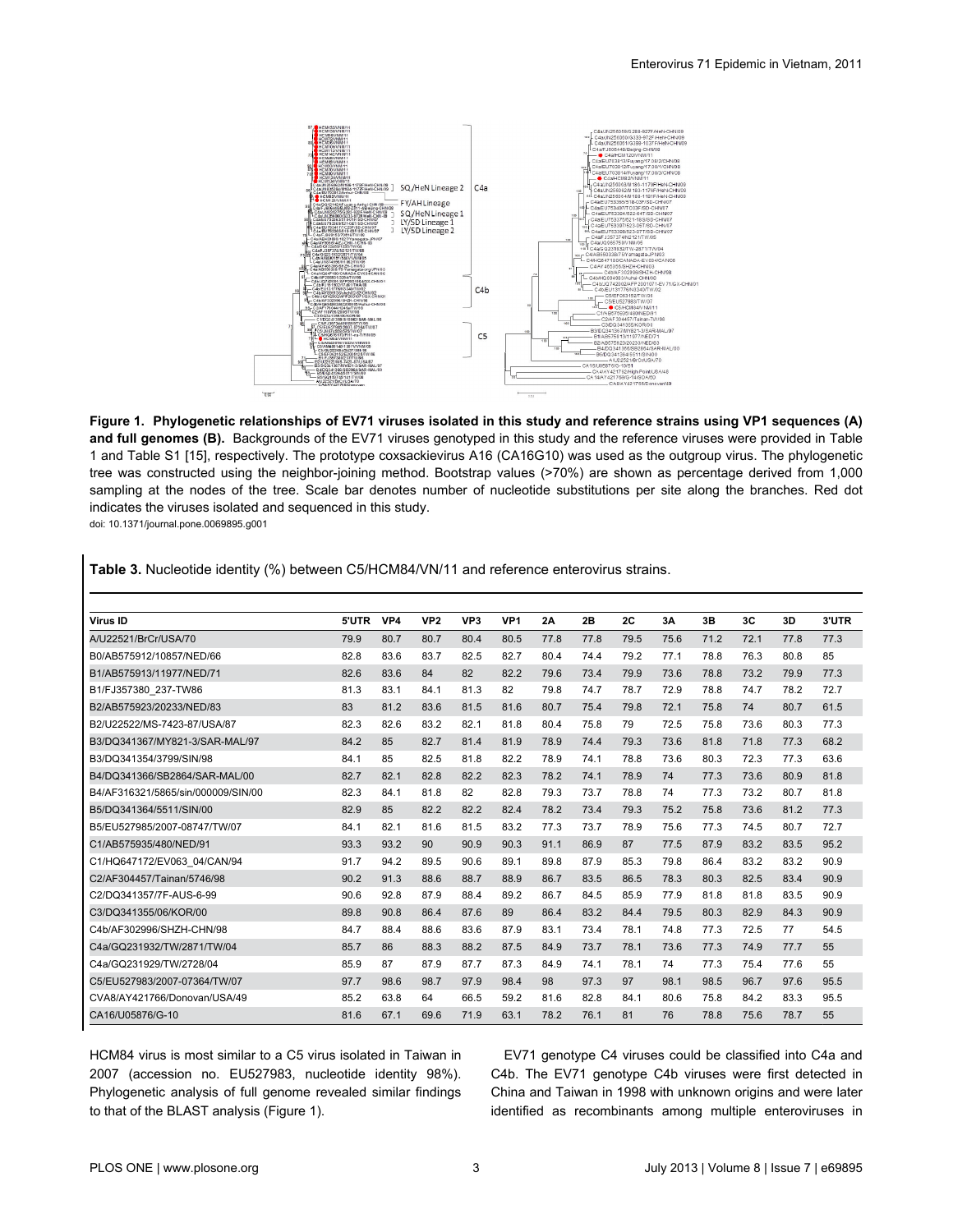**Figure 1. Phylogenetic relationships of EV71 viruses isolated in this study and reference strains using VP1 sequences (A) and full genomes (B).** Backgrounds of the EV71 viruses genotyped in this study and the reference viruses were provided in Table 1 and Table S1 [15], respectively. The prototype coxsackievirus A16 (CA16G10) was used as the outgroup virus. The phylogenetic tree was constructed using the neighbor-joining method. Bootstrap values (>70%) are shown as percentage derived from 1,000 sampling at the nodes of the tree. Scale bar denotes number of nucleotide substitutions per site along the branches. Red dot indicates the viruses isolated and sequenced in this study.
doi: 10.1371/journal.pone.0069895.g001

**Table 3.** Nucleotide identity (%) between C5/HCM84/VN/11 and reference enterovirus strains.

| Virus ID | 5'UTR | VP4 | VP2 | VP3 | VP1 | 2A | 2B | 2C | 3A | 3B | 3C | 3D | 3'UTR |
|---|---|---|---|---|---|---|---|---|---|---|---|---|---|
| A/U22521/BrCr/USA/70 | 79.9 | 80.7 | 80.7 | 80.4 | 80.5 | 77.8 | 77.8 | 79.5 | 75.6 | 71.2 | 72.1 | 77.8 | 77.3 |
| B0/AB575912/10857/NED/66 | 82.8 | 83.6 | 83.7 | 82.5 | 82.7 | 80.4 | 74.4 | 79.2 | 77.1 | 78.8 | 76.3 | 80.8 | 85 |
| B1/AB575913/11977/NED/71 | 82.6 | 83.6 | 84 | 82 | 82.2 | 79.6 | 73.4 | 79.9 | 73.6 | 78.8 | 73.2 | 79.9 | 77.3 |
| B1/FJ357380_237-TW86 | 81.3 | 83.1 | 84.1 | 81.3 | 82 | 79.8 | 74.7 | 78.7 | 72.9 | 78.8 | 74.7 | 78.2 | 72.7 |
| B2/AB575923/20233/NED/83 | 83 | 81.2 | 83.6 | 81.5 | 81.6 | 80.7 | 75.4 | 79.8 | 72.1 | 75.8 | 74 | 80.7 | 61.5 |
| B2/U22522/MS-7423-87/USA/87 | 82.3 | 82.6 | 83.2 | 82.1 | 81.8 | 80.4 | 75.8 | 79 | 72.5 | 75.8 | 73.6 | 80.3 | 77.3 |
| B3/DQ341367/MY821-3/SAR-MAL/97 | 84.2 | 85 | 82.7 | 81.4 | 81.9 | 78.9 | 74.4 | 79.3 | 73.6 | 81.8 | 71.8 | 77.3 | 68.2 |
| B3/DQ341354/3799/SIN/98 | 84.1 | 85 | 82.5 | 81.8 | 82.2 | 78.9 | 74.1 | 78.8 | 73.6 | 80.3 | 72.3 | 77.3 | 63.6 |
| B4/DQ341366/SB2864/SAR-MAL/00 | 82.7 | 82.1 | 82.8 | 82.2 | 82.3 | 78.2 | 74.1 | 78.9 | 74 | 77.3 | 73.6 | 80.9 | 81.8 |
| B4/AF316321/5865/sin/000009/SIN/00 | 82.3 | 84.1 | 81.8 | 82 | 82.8 | 79.3 | 73.7 | 78.8 | 74 | 77.3 | 73.2 | 80.7 | 81.8 |
| B5/DQ341364/5511/SIN/00 | 82.9 | 85 | 82.2 | 82.2 | 82.4 | 78.2 | 73.4 | 79.3 | 75.2 | 75.8 | 73.6 | 81.2 | 77.3 |
| B5/EU527985/2007-08747/TW/07 | 84.1 | 82.1 | 81.6 | 81.5 | 83.2 | 77.3 | 73.7 | 78.9 | 75.6 | 77.3 | 74.5 | 80.7 | 72.7 |
| C1/AB575935/480/NED/91 | 93.3 | 93.2 | 90 | 90.9 | 90.3 | 91.1 | 86.9 | 87 | 77.5 | 87.9 | 83.2 | 83.5 | 95.2 |
| C1/HQ647172/EV063_04/CAN/94 | 91.7 | 94.2 | 89.5 | 90.6 | 89.1 | 89.8 | 87.9 | 85.3 | 79.8 | 86.4 | 83.2 | 83.2 | 90.9 |
| C2/AF304457/Tainan/5746/98 | 90.2 | 91.3 | 88.6 | 88.7 | 88.9 | 86.7 | 83.5 | 86.5 | 78.3 | 80.3 | 82.5 | 83.4 | 90.9 |
| C2/DQ341357/7F-AUS-6-99 | 90.6 | 92.8 | 87.9 | 88.4 | 89.2 | 86.7 | 84.5 | 85.9 | 77.9 | 81.8 | 81.8 | 83.5 | 90.9 |
| C3/DQ341355/06/KOR/00 | 89.8 | 90.8 | 86.4 | 87.6 | 89 | 86.4 | 83.2 | 84.4 | 79.5 | 80.3 | 82.9 | 84.3 | 90.9 |
| C4b/AF302996/SHZH-CHN/98 | 84.7 | 88.4 | 88.6 | 83.6 | 87.9 | 83.1 | 73.4 | 78.1 | 74.8 | 77.3 | 72.5 | 77 | 54.5 |
| C4a/GQ231932/TW/2871/TW/04 | 85.7 | 86 | 88.3 | 88.2 | 87.5 | 84.9 | 73.7 | 78.1 | 73.6 | 77.3 | 74.9 | 77.7 | 55 |
| C4a/GQ231929/TW/2728/04 | 85.9 | 87 | 87.9 | 87.7 | 87.3 | 84.9 | 74.1 | 78.1 | 74 | 77.3 | 75.4 | 77.6 | 55 |
| C5/EU527983/2007-07364/TW/07 | 97.7 | 98.6 | 98.7 | 97.9 | 98.4 | 98 | 97.3 | 97 | 98.1 | 98.5 | 96.7 | 97.6 | 95.5 |
| CVA8/AY421766/Donovan/USA/49 | 85.2 | 63.8 | 64 | 66.5 | 59.2 | 81.6 | 82.8 | 84.1 | 80.6 | 75.8 | 84.2 | 83.3 | 95.5 |
| CA16/U05876/G-10 | 81.6 | 67.1 | 69.6 | 71.9 | 63.1 | 78.2 | 76.1 | 81 | 76 | 78.8 | 75.6 | 78.7 | 55 |

HCM84 virus is most similar to a C5 virus isolated in Taiwan in 2007 (accession no. EU527983, nucleotide identity 98%). Phylogenetic analysis of full genome revealed similar findings to that of the BLAST analysis (Figure 1).

EV71 genotype C4 viruses could be classified into C4a and C4b. The EV71 genotype C4b viruses were first detected in China and Taiwan in 1998 with unknown origins and were later identified as recombinants among multiple enteroviruses in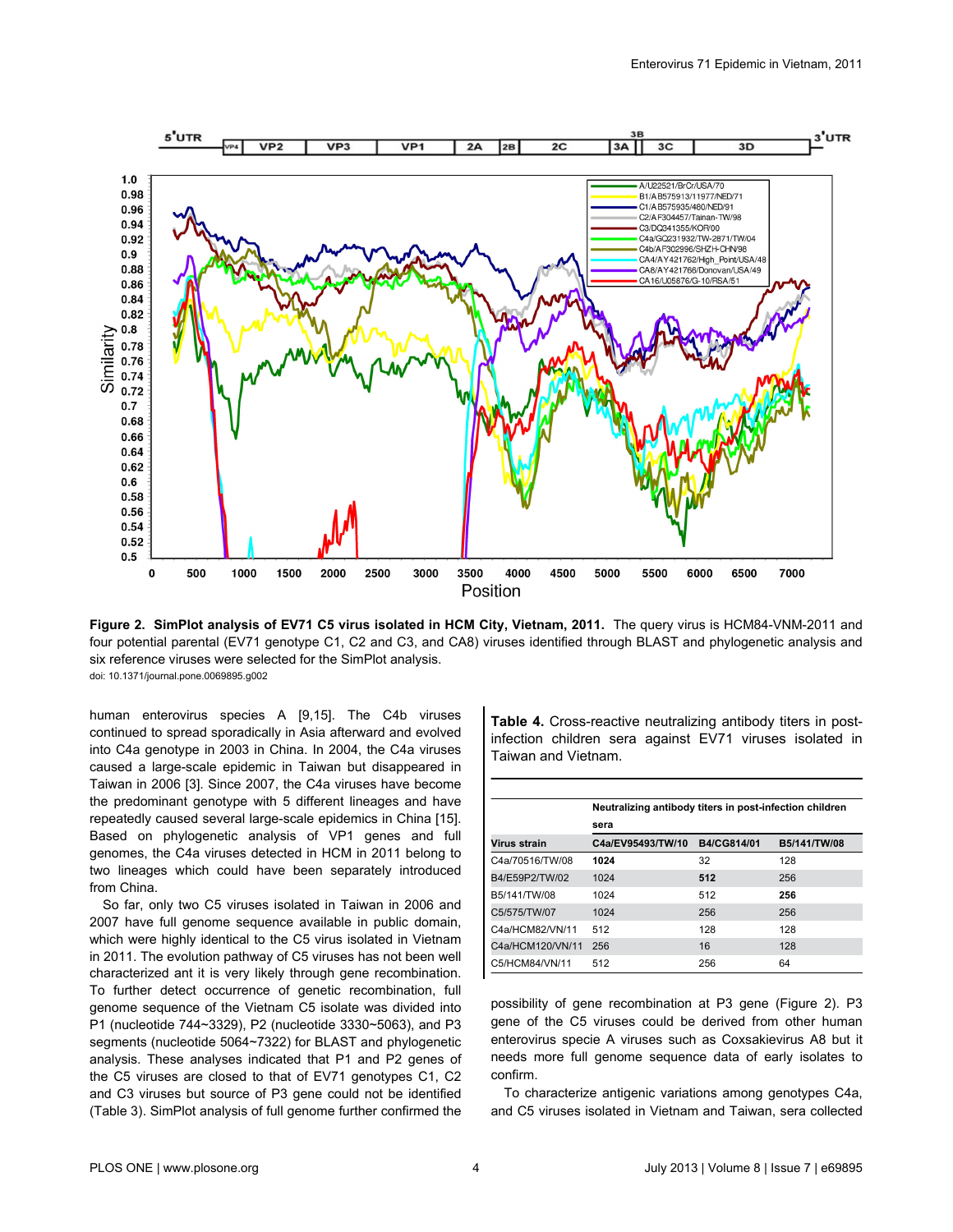**Figure 2. SimPlot analysis of EV71 C5 virus isolated in HCM City, Vietnam, 2011.** The query virus is HCM84-VNM-2011 and four potential parental (EV71 genotype C1, C2 and C3, and CA8) viruses identified through BLAST and phylogenetic analysis and six reference viruses were selected for the SimPlot analysis.
doi: 10.1371/journal.pone.0069895.g002

human enterovirus species A [9,15]. The C4b viruses continued to spread sporadically in Asia afterward and evolved into C4a genotype in 2003 in China. In 2004, the C4a viruses caused a large-scale epidemic in Taiwan but disappeared in Taiwan in 2006 [3]. Since 2007, the C4a viruses have become the predominant genotype with 5 different lineages and have repeatedly caused several large-scale epidemics in China [15]. Based on phylogenetic analysis of VP1 genes and full genomes, the C4a viruses detected in HCM in 2011 belong to two lineages which could have been separately introduced from China.

So far, only two C5 viruses isolated in Taiwan in 2006 and 2007 have full genome sequence available in public domain, which were highly identical to the C5 virus isolated in Vietnam in 2011. The evolution pathway of C5 viruses has not been well characterized ant it is very likely through gene recombination. To further detect occurrence of genetic recombination, full genome sequence of the Vietnam C5 isolate was divided into P1 (nucleotide 744~3329), P2 (nucleotide 3330~5063), and P3 segments (nucleotide 5064~7322) for BLAST and phylogenetic analysis. These analyses indicated that P1 and P2 genes of the C5 viruses are closed to that of EV71 genotypes C1, C2 and C3 viruses but source of P3 gene could not be identified (Table 3). SimPlot analysis of full genome further confirmed the possibility of gene recombination at P3 gene (Figure 2). P3 gene of the C5 viruses could be derived from other human enterovirus specie A viruses such as Coxsakievirus A8 but it needs more full genome sequence data of early isolates to confirm.

To characterize antigenic variations among genotypes C4a, and C5 viruses isolated in Vietnam and Taiwan, sera collected

**Table 4.** Cross-reactive neutralizing antibody titers in post-infection children sera against EV71 viruses isolated in Taiwan and Vietnam.

| | Neutralizing antibody titers in post-infection children sera | | |
|---|---|---|---|
| Virus strain | C4a/EV95493/TW/10 | B4/CG814/01 | B5/141/TW/08 |
| C4a/70516/TW/08 | **1024** | 32 | 128 |
| B4/E59P2/TW/02 | 1024 | **512** | 256 |
| B5/141/TW/08 | 1024 | 512 | **256** |
| C5/575/TW/07 | 1024 | 256 | 256 |
| C4a/HCM82/VN/11 | 512 | 128 | 128 |
| C4a/HCM120/VN/11 | 256 | 16 | 128 |
| C5/HCM84/VN/11 | 512 | 256 | 64 |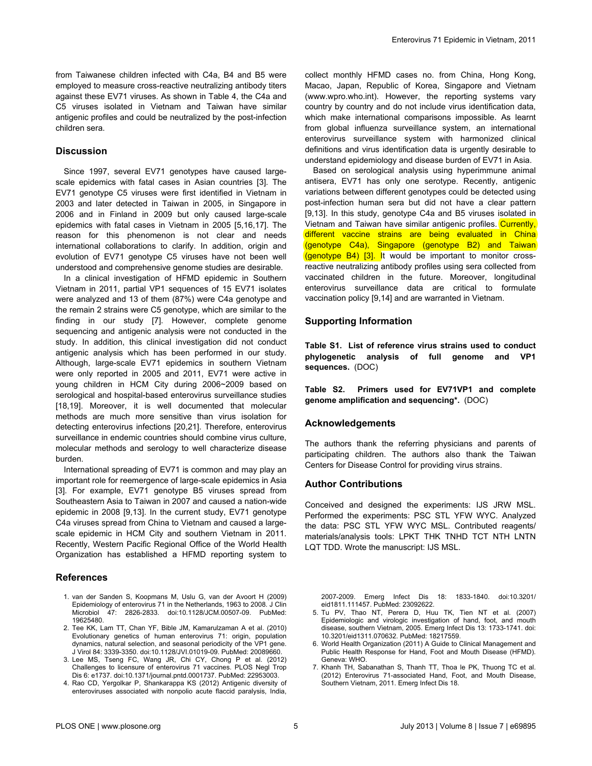from Taiwanese children infected with C4a, B4 and B5 were employed to measure cross-reactive neutralizing antibody titers against these EV71 viruses. As shown in Table 4, the C4a and C5 viruses isolated in Vietnam and Taiwan have similar antigenic profiles and could be neutralized by the post-infection children sera.

## Discussion

Since 1997, several EV71 genotypes have caused large-scale epidemics with fatal cases in Asian countries [3]. The EV71 genotype C5 viruses were first identified in Vietnam in 2003 and later detected in Taiwan in 2005, in Singapore in 2006 and in Finland in 2009 but only caused large-scale epidemics with fatal cases in Vietnam in 2005 [5,16,17]. The reason for this phenomenon is not clear and needs international collaborations to clarify. In addition, origin and evolution of EV71 genotype C5 viruses have not been well understood and comprehensive genome studies are desirable.

In a clinical investigation of HFMD epidemic in Southern Vietnam in 2011, partial VP1 sequences of 15 EV71 isolates were analyzed and 13 of them (87%) were C4a genotype and the remain 2 strains were C5 genotype, which are similar to the finding in our study [7]. However, complete genome sequencing and antigenic analysis were not conducted in the study. In addition, this clinical investigation did not conduct antigenic analysis which has been performed in our study. Although, large-scale EV71 epidemics in southern Vietnam were only reported in 2005 and 2011, EV71 were active in young children in HCM City during 2006~2009 based on serological and hospital-based enterovirus surveillance studies [18,19]. Moreover, it is well documented that molecular methods are much more sensitive than virus isolation for detecting enterovirus infections [20,21]. Therefore, enterovirus surveillance in endemic countries should combine virus culture, molecular methods and serology to well characterize disease burden.

International spreading of EV71 is common and may play an important role for reemergence of large-scale epidemics in Asia [3]. For example, EV71 genotype B5 viruses spread from Southeastern Asia to Taiwan in 2007 and caused a nation-wide epidemic in 2008 [9,13]. In the current study, EV71 genotype C4a viruses spread from China to Vietnam and caused a large-scale epidemic in HCM City and southern Vietnam in 2011. Recently, Western Pacific Regional Office of the World Health Organization has established a HFMD reporting system to collect monthly HFMD cases no. from China, Hong Kong, Macao, Japan, Republic of Korea, Singapore and Vietnam (www.wpro.who.int). However, the reporting systems vary country by country and do not include virus identification data, which make international comparisons impossible. As learnt from global influenza surveillance system, an international enterovirus surveillance system with harmonized clinical definitions and virus identification data is urgently desirable to understand epidemiology and disease burden of EV71 in Asia.

Based on serological analysis using hyperimmune animal antisera, EV71 has only one serotype. Recently, antigenic variations between different genotypes could be detected using post-infection human sera but did not have a clear pattern [9,13]. In this study, genotype C4a and B5 viruses isolated in Vietnam and Taiwan have similar antigenic profiles. Currently, different vaccine strains are being evaluated in China (genotype C4a), Singapore (genotype B2) and Taiwan (genotype B4) [3]. It would be important to monitor cross-reactive neutralizing antibody profiles using sera collected from vaccinated children in the future. Moreover, longitudinal enterovirus surveillance data are critical to formulate vaccination policy [9,14] and are warranted in Vietnam.

## Supporting Information

**Table S1. List of reference virus strains used to conduct phylogenetic analysis of full genome and VP1 sequences.** (DOC)

**Table S2. Primers used for EV71VP1 and complete genome amplification and sequencing*.** (DOC)

## Acknowledgements

The authors thank the referring physicians and parents of participating children. The authors also thank the Taiwan Centers for Disease Control for providing virus strains.

## Author Contributions

Conceived and designed the experiments: IJS JRW MSL. Performed the experiments: PSC STL YFW WYC. Analyzed the data: PSC STL YFW WYC MSL. Contributed reagents/materials/analysis tools: LPKT THK TNHD TCT NTH LNTN LQT TDD. Wrote the manuscript: IJS MSL.

## References

1. van der Sanden S, Koopmans M, Uslu G, van der Avoort H (2009) Epidemiology of enterovirus 71 in the Netherlands, 1963 to 2008. J Clin Microbiol 47: 2826-2833. doi:10.1128/JCM.00507-09. PubMed: 19625480.
2. Tee KK, Lam TT, Chan YF, Bible JM, Kamarulzaman A et al. (2010) Evolutionary genetics of human enterovirus 71: origin, population dynamics, natural selection, and seasonal periodicity of the VP1 gene. J Virol 84: 3339-3350. doi:10.1128/JVI.01019-09. PubMed: 20089660.
3. Lee MS, Tseng FC, Wang JR, Chi CY, Chong P et al. (2012) Challenges to licensure of enterovirus 71 vaccines. PLOS Negl Trop Dis 6: e1737. doi:10.1371/journal.pntd.0001737. PubMed: 22953003.
4. Rao CD, Yergolkar P, Shankarappa KS (2012) Antigenic diversity of enteroviruses associated with nonpolio acute flaccid paralysis, India, 2007-2009. Emerg Infect Dis 18: 1833-1840. doi:10.3201/eid1811.111457. PubMed: 23092622.
5. Tu PV, Thao NT, Perera D, Huu TK, Tien NT et al. (2007) Epidemiologic and virologic investigation of hand, foot, and mouth disease, southern Vietnam, 2005. Emerg Infect Dis 13: 1733-1741. doi:10.3201/eid1311.070632. PubMed: 18217559.
6. World Health Organization (2011) A Guide to Clinical Management and Public Health Response for Hand, Foot and Mouth Disease (HFMD). Geneva: WHO.
7. Khanh TH, Sabanathan S, Thanh TT, Thoa le PK, Thuong TC et al. (2012) Enterovirus 71-associated Hand, Foot, and Mouth Disease, Southern Vietnam, 2011. Emerg Infect Dis 18.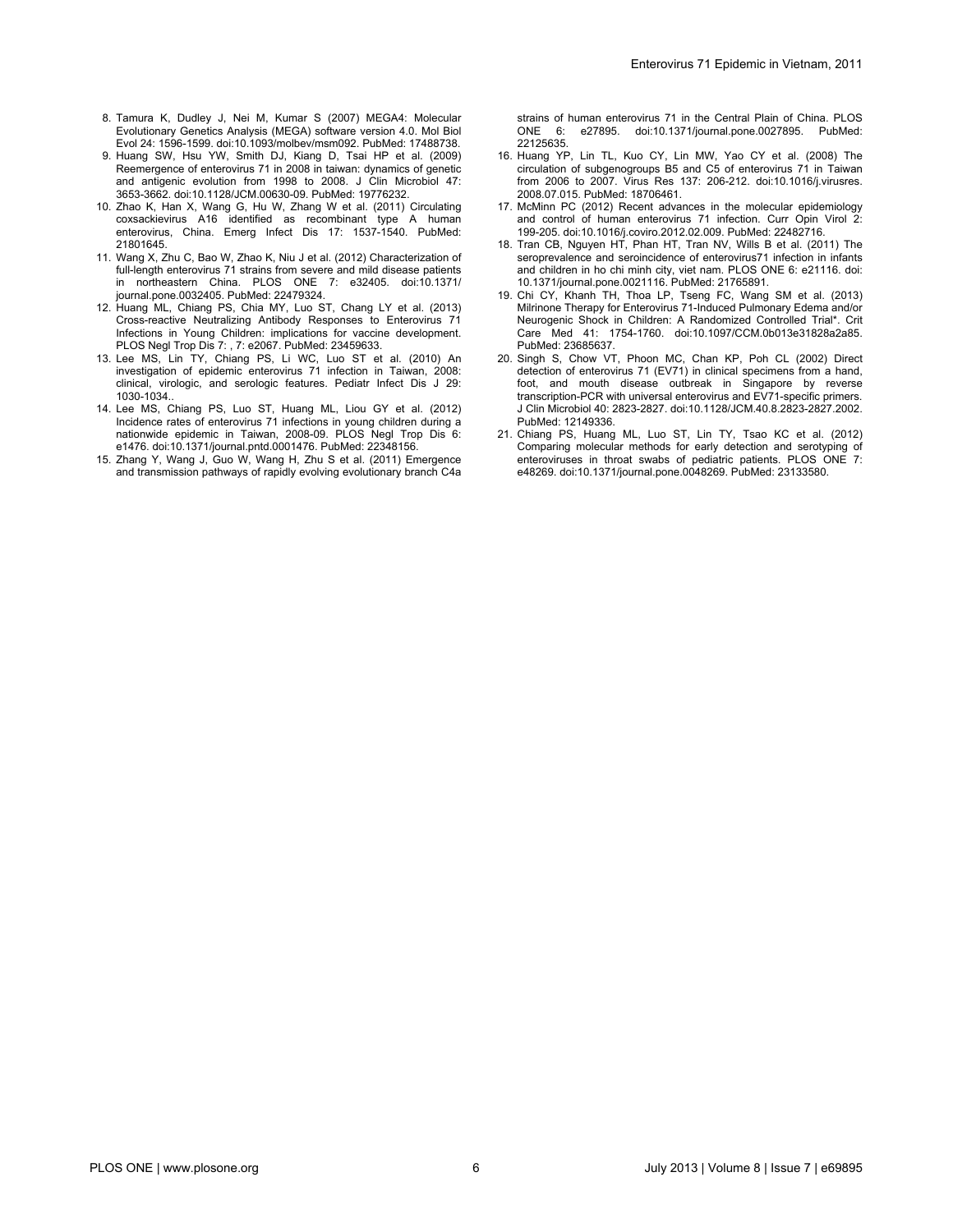8. Tamura K, Dudley J, Nei M, Kumar S (2007) MEGA4: Molecular Evolutionary Genetics Analysis (MEGA) software version 4.0. Mol Biol Evol 24: 1596-1599. doi:10.1093/molbev/msm092. PubMed: 17488738.
9. Huang SW, Hsu YW, Smith DJ, Kiang D, Tsai HP et al. (2009) Reemergence of enterovirus 71 in 2008 in taiwan: dynamics of genetic and antigenic evolution from 1998 to 2008. J Clin Microbiol 47: 3653-3662. doi:10.1128/JCM.00630-09. PubMed: 19776232.
10. Zhao K, Han X, Wang G, Hu W, Zhang W et al. (2011) Circulating coxsackievirus A16 identified as recombinant type A human enterovirus, China. Emerg Infect Dis 17: 1537-1540. PubMed: 21801645.
11. Wang X, Zhu C, Bao W, Zhao K, Niu J et al. (2012) Characterization of full-length enterovirus 71 strains from severe and mild disease patients in northeastern China. PLOS ONE 7: e32405. doi:10.1371/journal.pone.0032405. PubMed: 22479324.
12. Huang ML, Chiang PS, Chia MY, Luo ST, Chang LY et al. (2013) Cross-reactive Neutralizing Antibody Responses to Enterovirus 71 Infections in Young Children: implications for vaccine development. PLOS Negl Trop Dis 7: , 7: e2067. PubMed: 23459633.
13. Lee MS, Lin TY, Chiang PS, Li WC, Luo ST et al. (2010) An investigation of epidemic enterovirus 71 infection in Taiwan, 2008: clinical, virologic, and serologic features. Pediatr Infect Dis J 29: 1030-1034..
14. Lee MS, Chiang PS, Luo ST, Huang ML, Liou GY et al. (2012) Incidence rates of enterovirus 71 infections in young children during a nationwide epidemic in Taiwan, 2008-09. PLOS Negl Trop Dis 6: e1476. doi:10.1371/journal.pntd.0001476. PubMed: 22348156.
15. Zhang Y, Wang J, Guo W, Wang H, Zhu S et al. (2011) Emergence and transmission pathways of rapidly evolving evolutionary branch C4a strains of human enterovirus 71 in the Central Plain of China. PLOS ONE 6: e27895. doi:10.1371/journal.pone.0027895. PubMed: 22125635.
16. Huang YP, Lin TL, Kuo CY, Lin MW, Yao CY et al. (2008) The circulation of subgenogroups B5 and C5 of enterovirus 71 in Taiwan from 2006 to 2007. Virus Res 137: 206-212. doi:10.1016/j.virusres.2008.07.015. PubMed: 18706461.
17. McMinn PC (2012) Recent advances in the molecular epidemiology and control of human enterovirus 71 infection. Curr Opin Virol 2: 199-205. doi:10.1016/j.coviro.2012.02.009. PubMed: 22482716.
18. Tran CB, Nguyen HT, Phan HT, Tran NV, Wills B et al. (2011) The seroprevalence and seroincidence of enterovirus71 infection in infants and children in ho chi minh city, viet nam. PLOS ONE 6: e21116. doi:10.1371/journal.pone.0021116. PubMed: 21765891.
19. Chi CY, Khanh TH, Thoa LP, Tseng FC, Wang SM et al. (2013) Milrinone Therapy for Enterovirus 71-Induced Pulmonary Edema and/or Neurogenic Shock in Children: A Randomized Controlled Trial*. Crit Care Med 41: 1754-1760. doi:10.1097/CCM.0b013e31828a2a85. PubMed: 23685637.
20. Singh S, Chow VT, Phoon MC, Chan KP, Poh CL (2002) Direct detection of enterovirus 71 (EV71) in clinical specimens from a hand, foot, and mouth disease outbreak in Singapore by reverse transcription-PCR with universal enterovirus and EV71-specific primers. J Clin Microbiol 40: 2823-2827. doi:10.1128/JCM.40.8.2823-2827.2002. PubMed: 12149336.
21. Chiang PS, Huang ML, Luo ST, Lin TY, Tsao KC et al. (2012) Comparing molecular methods for early detection and serotyping of enteroviruses in throat swabs of pediatric patients. PLOS ONE 7: e48269. doi:10.1371/journal.pone.0048269. PubMed: 23133580.